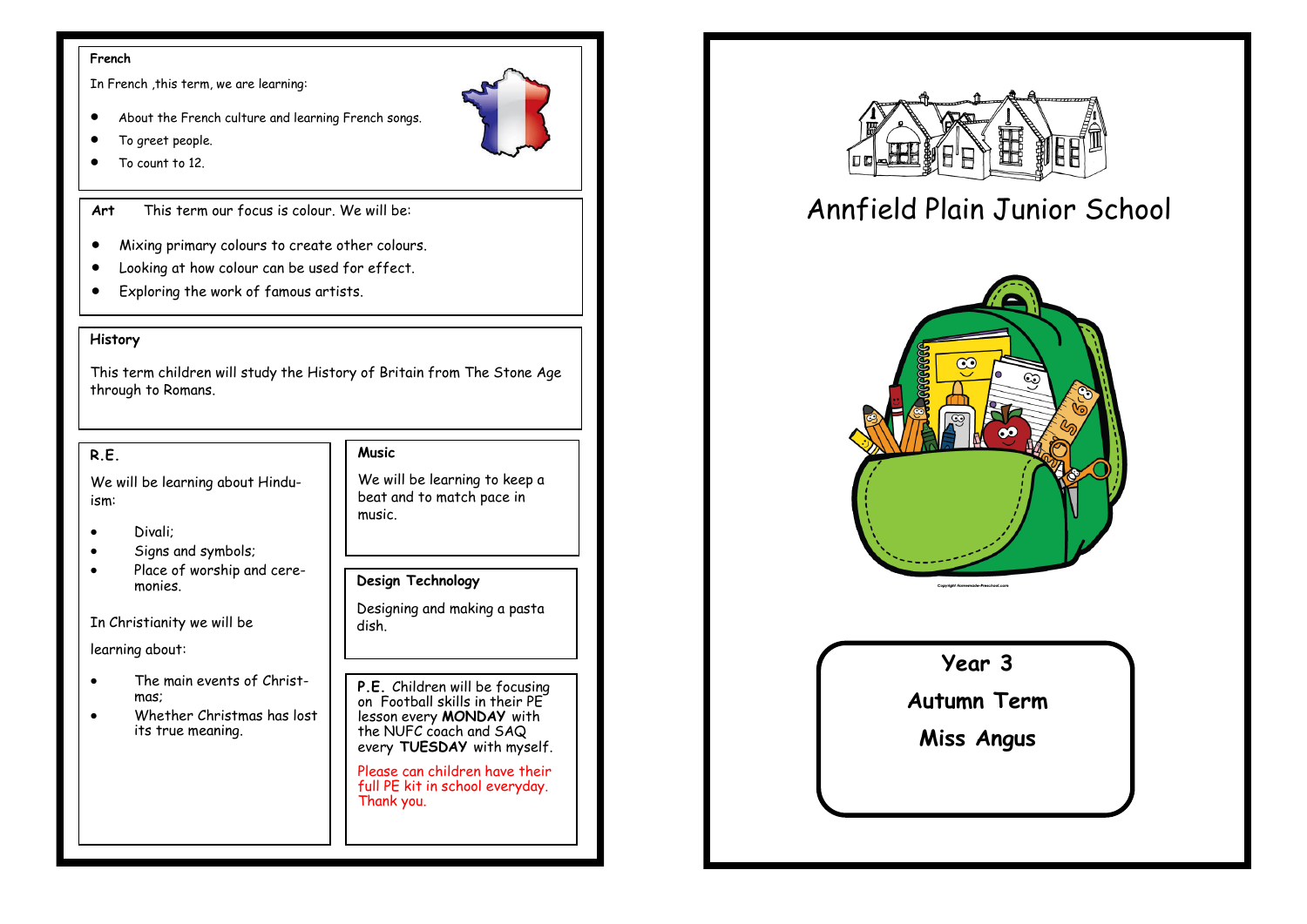## French

In French ,this term, we are learning:

- About the French culture and learning French songs.
- To greet people.
- To count to 12.

## Art

This term our focus is colour. We will be:

- Mixing primary colours to create other colours.
- Looking at how colour can be used for effect.
- Exploring the work of famous artists.

## History

This term children will study the History of Britain from The Stone Age through to Romans.

## R.E.

We will be learning about Hinduism:

- Divali;
- Signs and symbols;
- Place of worship and ceremonies.

In Christianity we will be learning about:

- The main events of Christmas;
- Whether Christmas has lost its true meaning.

## Music

We will be learning to keep a beat and to match pace in music.

## Design Technology

Designing and making a pasta dish.

## P.E.

Children will be focusing on Football skills in their PE lesson every **MONDAY** with the NUFC coach and SAQ every **TUESDAY** with myself.

Please can children have their full PE kit in school everyday. Thank you.

# Annfield Plain Junior School

Copyright Homemade-Preschool.com

**Year 3**

**Autumn Term**

**Miss Angus**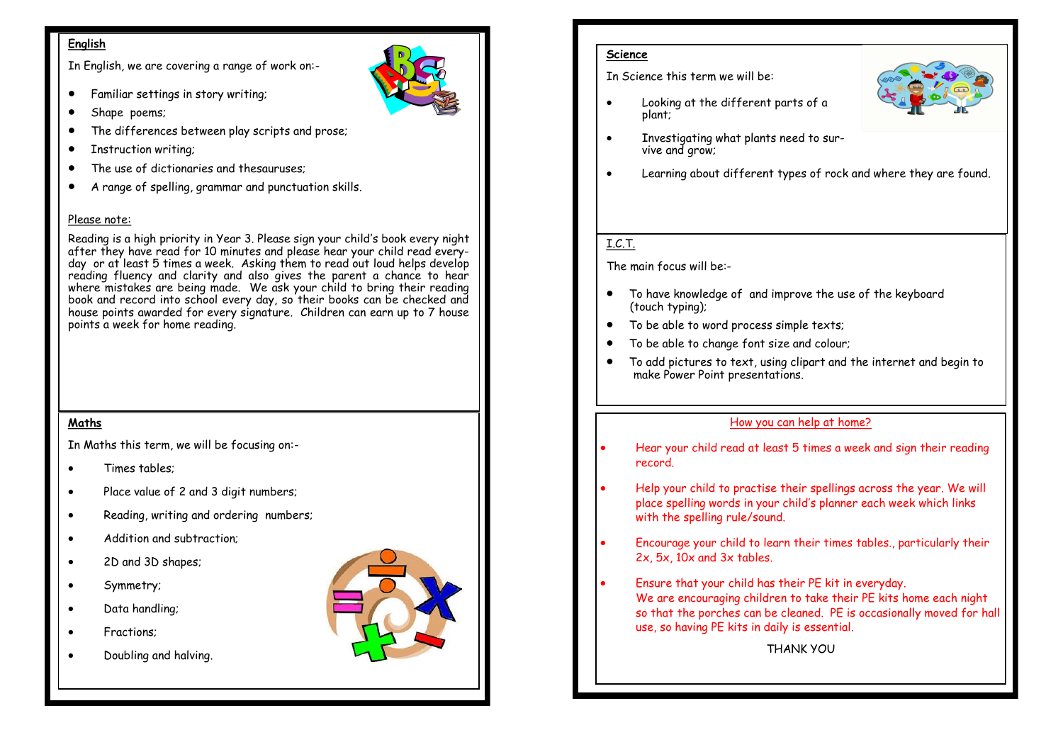## English

In English, we are covering a range of work on:-

- Familiar settings in story writing;
- Shape poems;
- The differences between play scripts and prose;
- Instruction writing;
- The use of dictionaries and thesauruses;
- A range of spelling, grammar and punctuation skills.

Please note:

Reading is a high priority in Year 3. Please sign your child's book every night after they have read for 10 minutes and please hear your child read everyday or at least 5 times a week. Asking them to read out loud helps develop reading fluency and clarity and also gives the parent a chance to hear where mistakes are being made. We ask your child to bring their reading book and record into school every day, so their books can be checked and house points awarded for every signature. Children can earn up to 7 house points a week for home reading.

## Maths

In Maths this term, we will be focusing on:-

- Times tables;
- Place value of 2 and 3 digit numbers;
- Reading, writing and ordering numbers;
- Addition and subtraction;
- 2D and 3D shapes;
- Symmetry;
- Data handling;
- Fractions;
- Doubling and halving.

## Science

In Science this term we will be:

- Looking at the different parts of a plant;
- Investigating what plants need to survive and grow;
- Learning about different types of rock and where they are found.

## I.C.T.

The main focus will be:-

- To have knowledge of and improve the use of the keyboard (touch typing);
- To be able to word process simple texts;
- To be able to change font size and colour;
- To add pictures to text, using clipart and the internet and begin to make Power Point presentations.

## How you can help at home?

- Hear your child read at least 5 times a week and sign their reading record.
- Help your child to practise their spellings across the year. We will place spelling words in your child's planner each week which links with the spelling rule/sound.
- Encourage your child to learn their times tables., particularly their 2x, 5x, 10x and 3x tables.
- Ensure that your child has their PE kit in everyday.
  We are encouraging children to take their PE kits home each night so that the porches can be cleaned. PE is occasionally moved for hall use, so having PE kits in daily is essential.

THANK YOU